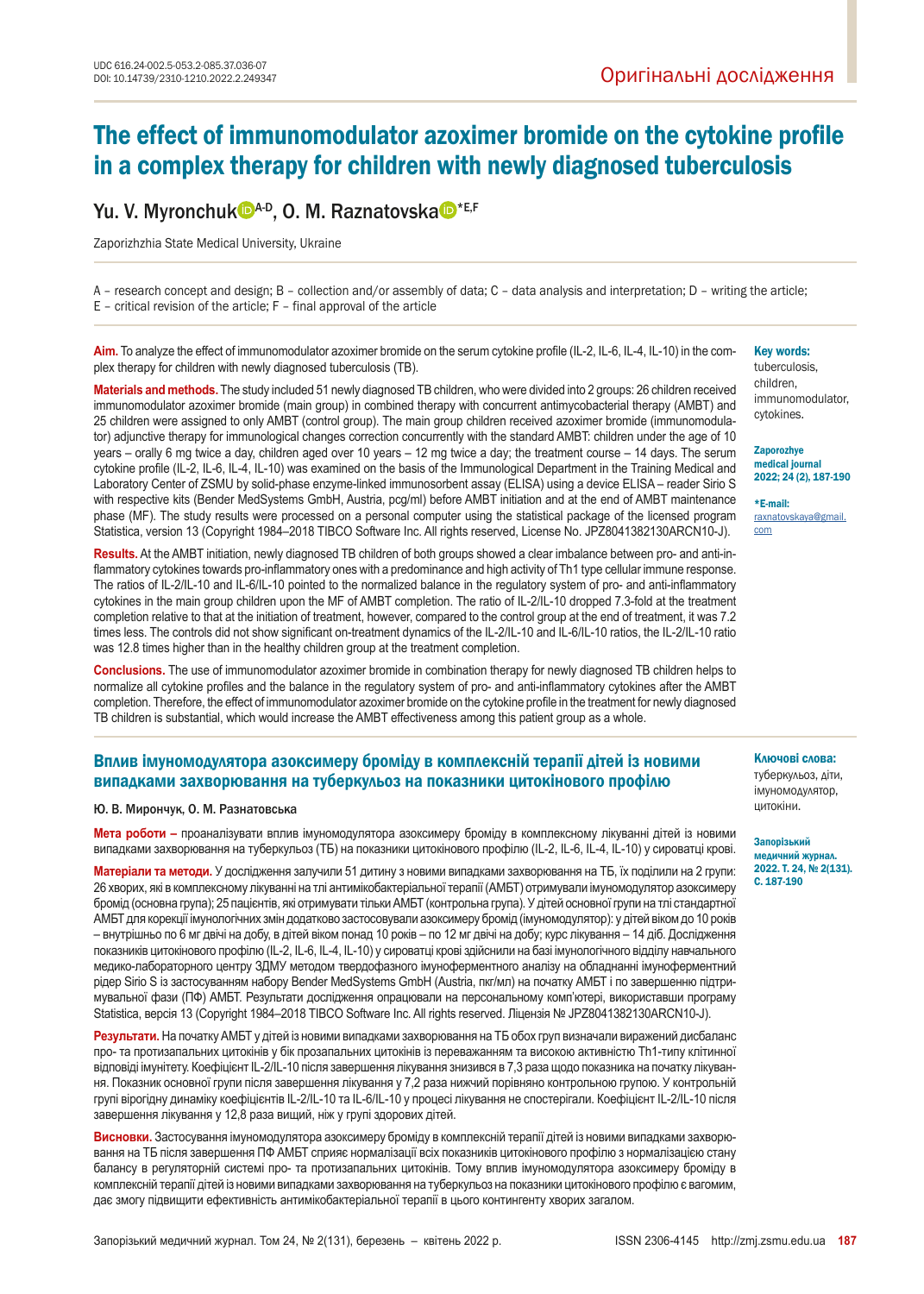UDC 616.24-002.5-053.2-085.37.036-07
DOI: 10.14739/2310-1210.2022.2.249347

Оригінальні дослідження

# The effect of immunomodulator azoximer bromide on the cytokine profile in a complex therapy for children with newly diagnosed tuberculosis

## Yu. V. Myronchuk[A-D], O. M. Raznatovska[*E,F]

Zaporizhzhia State Medical University, Ukraine

A – research concept and design; B – collection and/or assembly of data; C – data analysis and interpretation; D – writing the article; E – critical revision of the article; F – final approval of the article

**Aim.** To analyze the effect of immunomodulator azoximer bromide on the serum cytokine profile (IL-2, IL-6, IL-4, IL-10) in the complex therapy for children with newly diagnosed tuberculosis (TB).

**Materials and methods.** The study included 51 newly diagnosed TB children, who were divided into 2 groups: 26 children received immunomodulator azoximer bromide (main group) in combined therapy with concurrent antimycobacterial therapy (AMBT) and 25 children were assigned to only AMBT (control group). The main group children received azoximer bromide (immunomodulator) adjunctive therapy for immunological changes correction concurrently with the standard AMBT: children under the age of 10 years – orally 6 mg twice a day, children aged over 10 years – 12 mg twice a day; the treatment course – 14 days. The serum cytokine profile (IL-2, IL-6, IL-4, IL-10) was examined on the basis of the Immunological Department in the Training Medical and Laboratory Center of ZSMU by solid-phase enzyme-linked immunosorbent assay (ELISA) using a device ELISA – reader Sirio S with respective kits (Bender MedSystems GmbH, Austria, pcg/ml) before AMBT initiation and at the end of AMBT maintenance phase (MF). The study results were processed on a personal computer using the statistical package of the licensed program Statistica, version 13 (Copyright 1984–2018 TIBCO Software Inc. All rights reserved, License No. JPZ8041382130ARCN10-J).

**Results.** At the AMBT initiation, newly diagnosed TB children of both groups showed a clear imbalance between pro- and anti-inflammatory cytokines towards pro-inflammatory ones with a predominance and high activity of Th1 type cellular immune response. The ratios of IL-2/IL-10 and IL-6/IL-10 pointed to the normalized balance in the regulatory system of pro- and anti-inflammatory cytokines in the main group children upon the MF of AMBT completion. The ratio of IL-2/IL-10 dropped 7.3-fold at the treatment completion relative to that at the initiation of treatment, however, compared to the control group at the end of treatment, it was 7.2 times less. The controls did not show significant on-treatment dynamics of the IL-2/IL-10 and IL-6/IL-10 ratios, the IL-2/IL-10 ratio was 12.8 times higher than in the healthy children group at the treatment completion.

**Conclusions.** The use of immunomodulator azoximer bromide in combination therapy for newly diagnosed TB children helps to normalize all cytokine profiles and the balance in the regulatory system of pro- and anti-inflammatory cytokines after the AMBT completion. Therefore, the effect of immunomodulator azoximer bromide on the cytokine profile in the treatment for newly diagnosed TB children is substantial, which would increase the AMBT effectiveness among this patient group as a whole.

**Key words:** tuberculosis, children, immunomodulator, cytokines.

**Zaporozhye medical journal 2022; 24 (2), 187-190**

***E-mail:** raxnatovskaya@gmail.com

### Вплив імуномодулятора азоксимеру броміду в комплексній терапії дітей із новими випадками захворювання на туберкульоз на показники цитокінового профілю

**Ю. В. Мирончук, О. М. Разнатовська**

**Мета роботи –** проаналізувати вплив імуномодулятора азоксимеру броміду в комплексному лікуванні дітей із новими випадками захворювання на туберкульоз (ТБ) на показники цитокінового профілю (IL-2, IL-6, IL-4, IL-10) у сироватці крові.

**Матеріали та методи.** У дослідження залучили 51 дитину з новими випадками захворювання на ТБ, їх поділили на 2 групи: 26 хворих, які в комплексному лікуванні на тлі антимікобактеріальної терапії (АМБТ) отримували імуномодулятор азоксимеру бромід (основна група); 25 пацієнтів, які отримували тільки АМБТ (контрольна група). У дітей основної групи на тлі стандартної АМБТ для корекції імунологічних змін додатково застосовували азоксимеру бромід (імуномодулятор): у дітей віком до 10 років – внутрішньо по 6 мг двічі на добу, в дітей віком понад 10 років – по 12 мг двічі на добу; курс лікування – 14 діб. Дослідження показників цитокінового профілю (IL-2, IL-6, IL-4, IL-10) у сироватці крові здійснили на базі імунологічного відділу навчального медико-лабораторного центру ЗДМУ методом твердофазного імуноферментного аналізу на обладнанні імуноферментний рідер Sirio S із застосуванням набору Bender MedSystems GmbH (Austria, пкг/мл) на початку АМБТ і по завершенню підтримувальної фази (ПФ) АМБТ. Результати дослідження опрацювали на персональному комп'ютері, використавши програму Statistica, версія 13 (Copyright 1984–2018 TIBCO Software Inc. All rights reserved. Ліцензія № JPZ8041382130ARCN10-J).

**Результати.** На початку АМБТ у дітей із новими випадками захворювання на ТБ обох груп визначали виражений дисбаланс про- та протизапальних цитокінів у бік прозапальних цитокінів із переважанням та високою активністю Th1-типу клітинної відповіді імунітету. Коефіцієнт IL-2/IL-10 після завершення лікування знизився в 7,3 раза щодо показника на початку лікування. Показник основної групи після завершення лікування у 7,2 раза нижчий порівняно контрольною групою. У контрольній групі вірогідну динаміку коефіцієнтів IL-2/IL-10 та IL-6/IL-10 у процесі лікування не спостерігали. Коефіцієнт IL-2/IL-10 після завершення лікування у 12,8 раза вищий, ніж у групі здорових дітей.

**Висновки.** Застосування імуномодулятора азоксимеру броміду в комплексній терапії дітей із новими випадками захворювання на ТБ після завершення ПФ АМБТ сприяє нормалізації всіх показників цитокінового профілю з нормалізацією стану балансу в регуляторній системі про- та протизапальних цитокінів. Тому вплив імуномодулятора азоксимеру броміду в комплексній терапії дітей із новими випадками захворювання на туберкульоз на показники цитокінового профілю є вагомим, дає змогу підвищити ефективність антимікобактеріальної терапії в цього контингенту хворих загалом.

**Ключові слова:** туберкульоз, діти, імуномодулятор, цитокіни.

**Запорізький медичний журнал. 2022. Т. 24, № 2(131). С. 187-190**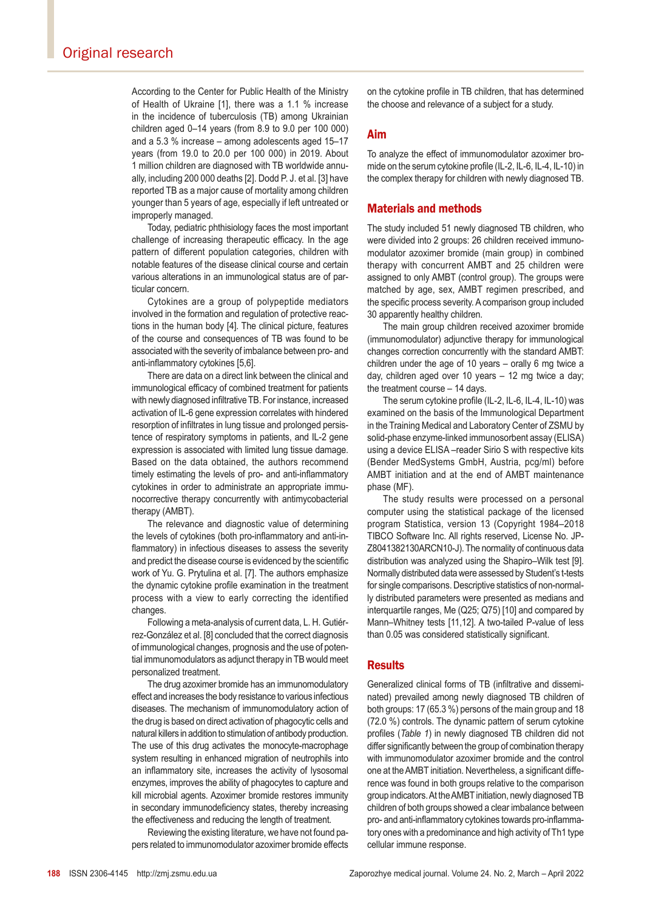According to the Center for Public Health of the Ministry of Health of Ukraine [1], there was a 1.1 % increase in the incidence of tuberculosis (TB) among Ukrainian children aged 0–14 years (from 8.9 to 9.0 per 100 000) and a 5.3 % increase – among adolescents aged 15–17 years (from 19.0 to 20.0 per 100 000) in 2019. About 1 million children are diagnosed with TB worldwide annually, including 200 000 deaths [2]. Dodd P. J. et al. [3] have reported TB as a major cause of mortality among children younger than 5 years of age, especially if left untreated or improperly managed.

Today, pediatric phthisiology faces the most important challenge of increasing therapeutic efficacy. In the age pattern of different population categories, children with notable features of the disease clinical course and certain various alterations in an immunological status are of particular concern.

Cytokines are a group of polypeptide mediators involved in the formation and regulation of protective reactions in the human body [4]. The clinical picture, features of the course and consequences of TB was found to be associated with the severity of imbalance between pro- and anti-inflammatory cytokines [5,6].

There are data on a direct link between the clinical and immunological efficacy of combined treatment for patients with newly diagnosed infiltrative TB. For instance, increased activation of IL-6 gene expression correlates with hindered resorption of infiltrates in lung tissue and prolonged persistence of respiratory symptoms in patients, and IL-2 gene expression is associated with limited lung tissue damage. Based on the data obtained, the authors recommend timely estimating the levels of pro- and anti-inflammatory cytokines in order to administrate an appropriate immunocorrective therapy concurrently with antimycobacterial therapy (AMBT).

The relevance and diagnostic value of determining the levels of cytokines (both pro-inflammatory and anti-inflammatory) in infectious diseases to assess the severity and predict the disease course is evidenced by the scientific work of Yu. G. Prytulina et al. [7]. The authors emphasize the dynamic cytokine profile examination in the treatment process with a view to early correcting the identified changes.

Following a meta-analysis of current data, L. H. Gutiérrez-González et al. [8] concluded that the correct diagnosis of immunological changes, prognosis and the use of potential immunomodulators as adjunct therapy in TB would meet personalized treatment.

The drug azoximer bromide has an immunomodulatory effect and increases the body resistance to various infectious diseases. The mechanism of immunomodulatory action of the drug is based on direct activation of phagocytic cells and natural killers in addition to stimulation of antibody production. The use of this drug activates the monocyte-macrophage system resulting in enhanced migration of neutrophils into an inflammatory site, increases the activity of lysosomal enzymes, improves the ability of phagocytes to capture and kill microbial agents. Azoximer bromide restores immunity in secondary immunodeficiency states, thereby increasing the effectiveness and reducing the length of treatment.

Reviewing the existing literature, we have not found papers related to immunomodulator azoximer bromide effects on the cytokine profile in TB children, that has determined the choose and relevance of a subject for a study.

## Aim

To analyze the effect of immunomodulator azoximer bromide on the serum cytokine profile (IL-2, IL-6, IL-4, IL-10) in the complex therapy for children with newly diagnosed TB.

## Materials and methods

The study included 51 newly diagnosed TB children, who were divided into 2 groups: 26 children received immunomodulator azoximer bromide (main group) in combined therapy with concurrent AMBT and 25 children were assigned to only AMBT (control group). The groups were matched by age, sex, AMBT regimen prescribed, and the specific process severity. A comparison group included 30 apparently healthy children.

The main group children received azoximer bromide (immunomodulator) adjunctive therapy for immunological changes correction concurrently with the standard AMBT: children under the age of 10 years – orally 6 mg twice a day, children aged over 10 years – 12 mg twice a day; the treatment course – 14 days.

The serum cytokine profile (IL-2, IL-6, IL-4, IL-10) was examined on the basis of the Immunological Department in the Training Medical and Laboratory Center of ZSMU by solid-phase enzyme-linked immunosorbent assay (ELISA) using a device ELISA –reader Sirio S with respective kits (Bender MedSystems GmbH, Austria, pcg/ml) before AMBT initiation and at the end of AMBT maintenance phase (MF).

The study results were processed on a personal computer using the statistical package of the licensed program Statistica, version 13 (Copyright 1984–2018 TIBCO Software Inc. All rights reserved, License No. JPZ8041382130ARCN10-J). The normality of continuous data distribution was analyzed using the Shapiro–Wilk test [9]. Normally distributed data were assessed by Student's t-tests for single comparisons. Descriptive statistics of non-normally distributed parameters were presented as medians and interquartile ranges, Me (Q25; Q75) [10] and compared by Mann–Whitney tests [11,12]. A two-tailed P-value of less than 0.05 was considered statistically significant.

## Results

Generalized clinical forms of TB (infiltrative and disseminated) prevailed among newly diagnosed TB children of both groups: 17 (65.3 %) persons of the main group and 18 (72.0 %) controls. The dynamic pattern of serum cytokine profiles (*Table 1*) in newly diagnosed TB children did not differ significantly between the group of combination therapy with immunomodulator azoximer bromide and the control one at the AMBT initiation. Nevertheless, a significant difference was found in both groups relative to the comparison group indicators. At the AMBT initiation, newly diagnosed TB children of both groups showed a clear imbalance between pro- and anti-inflammatory cytokines towards pro-inflammatory ones with a predominance and high activity of Th1 type cellular immune response.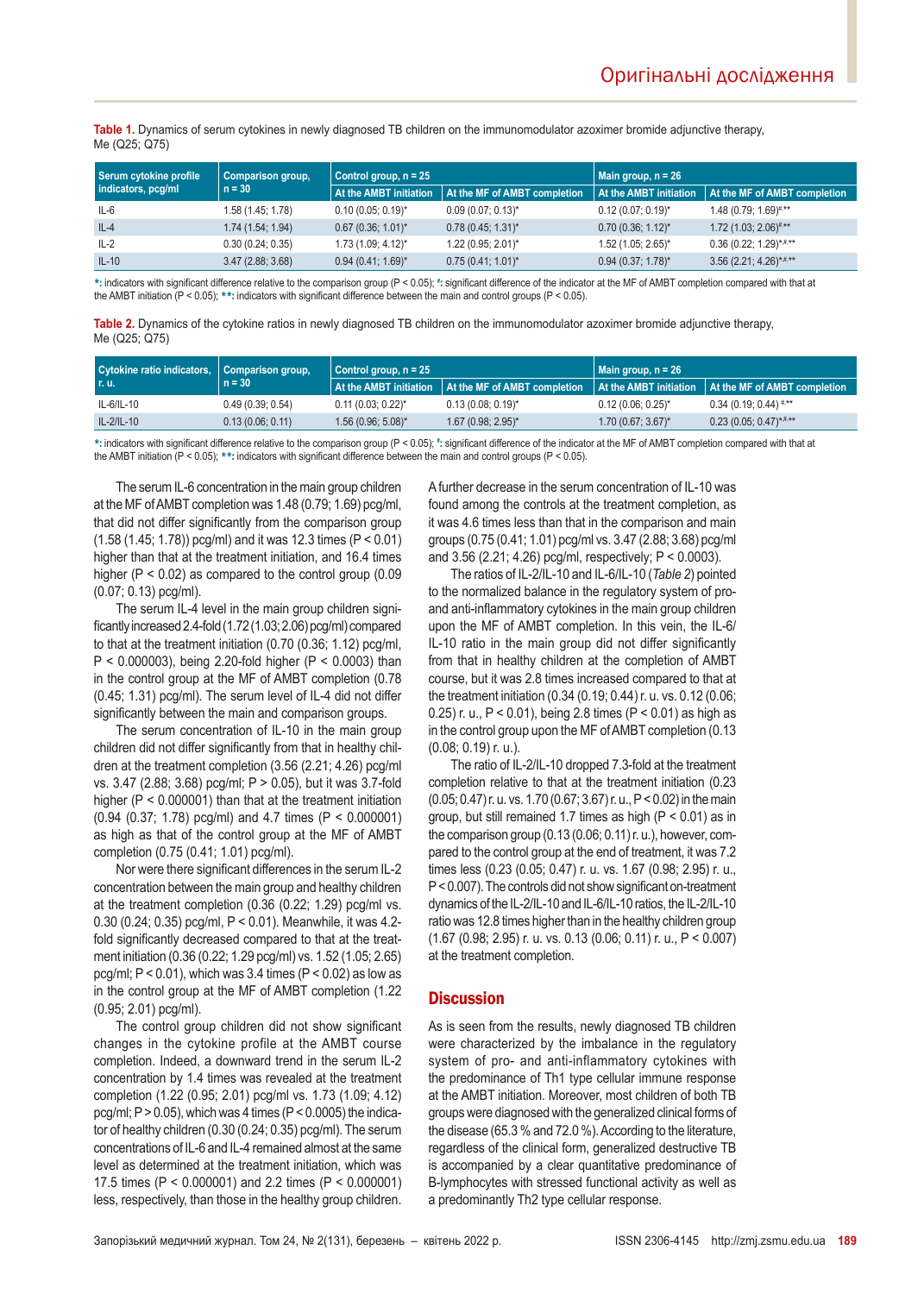**Table 1.** Dynamics of serum cytokines in newly diagnosed TB children on the immunomodulator azoximer bromide adjunctive therapy, Me (Q25; Q75)

| Serum cytokine profile indicators, pcg/ml | Comparison group, n = 30 | Control group, n = 25 | | Main group, n = 26 | |
|---|---|---|---|---|---|
| | | At the AMBT initiation | At the MF of AMBT completion | At the AMBT initiation | At the MF of AMBT completion |
| IL-6 | 1.58 (1.45; 1.78) | 0.10 (0.05; 0.19)* | 0.09 (0.07; 0.13)* | 0.12 (0.07; 0.19)* | 1.48 (0.79; 1.69)#,** |
| IL-4 | 1.74 (1.54; 1.94) | 0.67 (0.36; 1.01)* | 0.78 (0.45; 1.31)* | 0.70 (0.36; 1.12)* | 1.72 (1.03; 2.06)#,** |
| IL-2 | 0.30 (0.24; 0.35) | 1.73 (1.09; 4.12)* | 1.22 (0.95; 2.01)* | 1.52 (1.05; 2.65)* | 0.36 (0.22; 1.29)*,#,** |
| IL-10 | 3.47 (2.88; 3.68) | 0.94 (0.41; 1.69)* | 0.75 (0.41; 1.01)* | 0.94 (0.37; 1.78)* | 3.56 (2.21; 4.26)*,#,** |

*: indicators with significant difference relative to the comparison group (P < 0.05); #: significant difference of the indicator at the MF of AMBT completion compared with that at the AMBT initiation (P < 0.05); **: indicators with significant difference between the main and control groups (P < 0.05).

**Table 2.** Dynamics of the cytokine ratios in newly diagnosed TB children on the immunomodulator azoximer bromide adjunctive therapy, Me (Q25; Q75)

| Cytokine ratio indicators, r. u. | Comparison group, n = 30 | Control group, n = 25 | | Main group, n = 26 | |
|---|---|---|---|---|---|
| | | At the AMBT initiation | At the MF of AMBT completion | At the AMBT initiation | At the MF of AMBT completion |
| IL-6/IL-10 | 0.49 (0.39; 0.54) | 0.11 (0.03; 0.22)* | 0.13 (0.08; 0.19)* | 0.12 (0.06; 0.25)* | 0.34 (0.19; 0.44) #,** |
| IL-2/IL-10 | 0.13 (0.06; 0.11) | 1.56 (0.96; 5.08)* | 1.67 (0.98; 2.95)* | 1.70 (0.67; 3.67)* | 0.23 (0.05; 0.47)*,#,** |

*: indicators with significant difference relative to the comparison group (P < 0.05); #: significant difference of the indicator at the MF of AMBT completion compared with that at the AMBT initiation (P < 0.05); **: indicators with significant difference between the main and control groups (P < 0.05).

The serum IL-6 concentration in the main group children at the MF of AMBT completion was 1.48 (0.79; 1.69) pcg/ml, that did not differ significantly from the comparison group (1.58 (1.45; 1.78)) pcg/ml) and it was 12.3 times (P < 0.01) higher than that at the treatment initiation, and 16.4 times higher (P < 0.02) as compared to the control group (0.09 (0.07; 0.13) pcg/ml).

The serum IL-4 level in the main group children significantly increased 2.4-fold (1.72 (1.03; 2.06) pcg/ml) compared to that at the treatment initiation (0.70 (0.36; 1.12) pcg/ml, P < 0.000003), being 2.20-fold higher (P < 0.0003) than in the control group at the MF of AMBT completion (0.78 (0.45; 1.31) pcg/ml). The serum level of IL-4 did not differ significantly between the main and comparison groups.

The serum concentration of IL-10 in the main group children did not differ significantly from that in healthy children at the treatment completion (3.56 (2.21; 4.26) pcg/ml vs. 3.47 (2.88; 3.68) pcg/ml; P > 0.05), but it was 3.7-fold higher (P < 0.000001) than that at the treatment initiation (0.94 (0.37; 1.78) pcg/ml) and 4.7 times (P < 0.000001) as high as that of the control group at the MF of AMBT completion (0.75 (0.41; 1.01) pcg/ml).

Nor were there significant differences in the serum IL-2 concentration between the main group and healthy children at the treatment completion (0.36 (0.22; 1.29) pcg/ml vs. 0.30 (0.24; 0.35) pcg/ml, P < 0.01). Meanwhile, it was 4.2-fold significantly decreased compared to that at the treatment initiation (0.36 (0.22; 1.29 pcg/ml) vs. 1.52 (1.05; 2.65) pcg/ml; P < 0.01), which was 3.4 times (P < 0.02) as low as in the control group at the MF of AMBT completion (1.22 (0.95; 2.01) pcg/ml).

The control group children did not show significant changes in the cytokine profile at the AMBT course completion. Indeed, a downward trend in the serum IL-2 concentration by 1.4 times was revealed at the treatment completion (1.22 (0.95; 2.01) pcg/ml vs. 1.73 (1.09; 4.12) pcg/ml; P > 0.05), which was 4 times (P < 0.0005) the indicator of healthy children (0.30 (0.24; 0.35) pcg/ml). The serum concentrations of IL-6 and IL-4 remained almost at the same level as determined at the treatment initiation, which was 17.5 times (P < 0.000001) and 2.2 times (P < 0.000001) less, respectively, than those in the healthy group children.

A further decrease in the serum concentration of IL-10 was found among the controls at the treatment completion, as it was 4.6 times less than that in the comparison and main groups (0.75 (0.41; 1.01) pcg/ml vs. 3.47 (2.88; 3.68) pcg/ml and 3.56 (2.21; 4.26) pcg/ml, respectively; P < 0.0003).

The ratios of IL-2/IL-10 and IL-6/IL-10 (*Table 2*) pointed to the normalized balance in the regulatory system of pro- and anti-inflammatory cytokines in the main group children upon the MF of AMBT completion. In this vein, the IL-6/IL-10 ratio in the main group did not differ significantly from that in healthy children at the completion of AMBT course, but it was 2.8 times increased compared to that at the treatment initiation (0.34 (0.19; 0.44) r. u. vs. 0.12 (0.06; 0.25) r. u., P < 0.01), being 2.8 times (P < 0.01) as high as in the control group upon the MF of AMBT completion (0.13 (0.08; 0.19) r. u.).

The ratio of IL-2/IL-10 dropped 7.3-fold at the treatment completion relative to that at the treatment initiation (0.23 (0.05; 0.47) r. u. vs. 1.70 (0.67; 3.67) r. u., P < 0.02) in the main group, but still remained 1.7 times as high (P < 0.01) as in the comparison group (0.13 (0.06; 0.11) r. u.), however, compared to the control group at the end of treatment, it was 7.2 times less (0.23 (0.05; 0.47) r. u. vs. 1.67 (0.98; 2.95) r. u., P < 0.007). The controls did not show significant on-treatment dynamics of the IL-2/IL-10 and IL-6/IL-10 ratios, the IL-2/IL-10 ratio was 12.8 times higher than in the healthy children group (1.67 (0.98; 2.95) r. u. vs. 0.13 (0.06; 0.11) r. u., P < 0.007) at the treatment completion.

## Discussion

As is seen from the results, newly diagnosed TB children were characterized by the imbalance in the regulatory system of pro- and anti-inflammatory cytokines with the predominance of Th1 type cellular immune response at the AMBT initiation. Moreover, most children of both TB groups were diagnosed with the generalized clinical forms of the disease (65.3 % and 72.0 %). According to the literature, regardless of the clinical form, generalized destructive TB is accompanied by a clear quantitative predominance of B-lymphocytes with stressed functional activity as well as a predominantly Th2 type cellular response.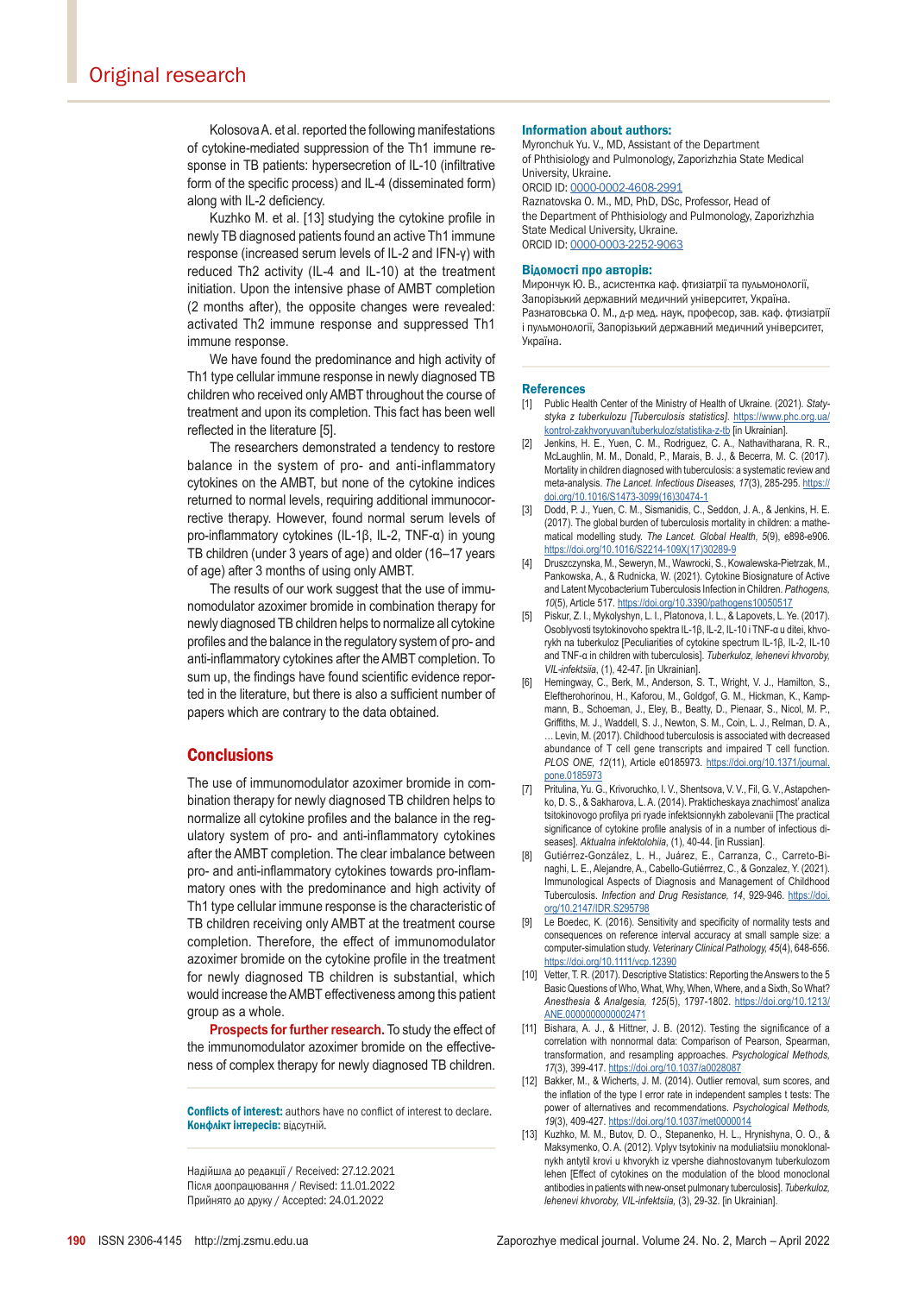Kolosova A. et al. reported the following manifestations of cytokine-mediated suppression of the Th1 immune response in TB patients: hypersecretion of IL-10 (infiltrative form of the specific process) and IL-4 (disseminated form) along with IL-2 deficiency.

Kuzhko M. et al. [13] studying the cytokine profile in newly TB diagnosed patients found an active Th1 immune response (increased serum levels of IL-2 and IFN-γ) with reduced Th2 activity (IL-4 and IL-10) at the treatment initiation. Upon the intensive phase of AMBT completion (2 months after), the opposite changes were revealed: activated Th2 immune response and suppressed Th1 immune response.

We have found the predominance and high activity of Th1 type cellular immune response in newly diagnosed TB children who received only AMBT throughout the course of treatment and upon its completion. This fact has been well reflected in the literature [5].

The researchers demonstrated a tendency to restore balance in the system of pro- and anti-inflammatory cytokines on the AMBT, but none of the cytokine indices returned to normal levels, requiring additional immunocorrective therapy. However, found normal serum levels of pro-inflammatory cytokines (IL-1β, IL-2, TNF-α) in young TB children (under 3 years of age) and older (16–17 years of age) after 3 months of using only AMBT.

The results of our work suggest that the use of immunomodulator azoximer bromide in combination therapy for newly diagnosed TB children helps to normalize all cytokine profiles and the balance in the regulatory system of pro- and anti-inflammatory cytokines after the AMBT completion. To sum up, the findings have found scientific evidence reported in the literature, but there is also a sufficient number of papers which are contrary to the data obtained.

## Conclusions

The use of immunomodulator azoximer bromide in combination therapy for newly diagnosed TB children helps to normalize all cytokine profiles and the balance in the regulatory system of pro- and anti-inflammatory cytokines after the AMBT completion. The clear imbalance between pro- and anti-inflammatory cytokines towards pro-inflammatory ones with the predominance and high activity of Th1 type cellular immune response is the characteristic of TB children receiving only AMBT at the treatment course completion. Therefore, the effect of immunomodulator azoximer bromide on the cytokine profile in the treatment for newly diagnosed TB children is substantial, which would increase the AMBT effectiveness among this patient group as a whole.

**Prospects for further research.** To study the effect of the immunomodulator azoximer bromide on the effectiveness of complex therapy for newly diagnosed TB children.

**Conflicts of interest:** authors have no conflict of interest to declare.
**Конфлікт інтересів:** відсутній.

Надійшла до редакції / Received: 27.12.2021
Після доопрацювання / Revised: 11.01.2022
Прийнято до друку / Accepted: 24.01.2022

**Information about authors:**

Myronchuk Yu. V., MD, Assistant of the Department of Phthisiology and Pulmonology, Zaporizhzhia State Medical University, Ukraine.
ORCID ID: 0000-0002-4608-2991

Raznatovska O. M., MD, PhD, DSc, Professor, Head of the Department of Phthisiology and Pulmonology, Zaporizhzhia State Medical University, Ukraine.
ORCID ID: 0000-0003-2252-9063

**Відомості про авторів:**

Мирончук Ю. В., асистентка каф. фтизіатрії та пульмонології, Запорізький державний медичний університет, Україна.
Разнатовська О. М., д-р мед. наук, професор, зав. каф. фтизіатрії і пульмонології, Запорізький державний медичний університет, Україна.

## References

[1] Public Health Center of the Ministry of Health of Ukraine. (2021). *Statystyka z tuberkulozu [Tuberculosis statistics]*. https://www.phc.org.ua/kontrol-zakhvoryuvan/tuberkuloz/statistika-z-tb [in Ukrainian].

[2] Jenkins, H. E., Yuen, C. M., Rodriguez, C. A., Nathavitharana, R. R., McLaughlin, M. M., Donald, P., Marais, B. J., & Becerra, M. C. (2017). Mortality in children diagnosed with tuberculosis: a systematic review and meta-analysis. *The Lancet. Infectious Diseases, 17*(3), 285-295. https://doi.org/10.1016/S1473-3099(16)30474-1

[3] Dodd, P. J., Yuen, C. M., Sismanidis, C., Seddon, J. A., & Jenkins, H. E. (2017). The global burden of tuberculosis mortality in children: a mathematical modelling study. *The Lancet. Global Health, 5*(9), e898-e906. https://doi.org/10.1016/S2214-109X(17)30289-9

[4] Druszczynska, M., Seweryn, M., Wawrocki, S., Kowalewska-Pietrzak, M., Pankowska, A., & Rudnicka, W. (2021). Cytokine Biosignature of Active and Latent Mycobacterium Tuberculosis Infection in Children. *Pathogens, 10*(5), Article 517. https://doi.org/10.3390/pathogens10050517

[5] Piskur, Z. I., Mykolyshyn, L. I., Platonova, I. L., & Lapovets, L. Ye. (2017). Osoblyvosti tsytokinovoho spektra IL-1β, IL-2, IL-10 i TNF-α u ditei, khvorykh na tuberkuloz [Peculiarities of cytokine spectrum IL-1β, IL-2, IL-10 and TNF-α in children with tuberculosis]. *Tuberkuloz, lehenevi khvoroby, VIL-infektsiia*, (1), 42-47. [in Ukrainian].

[6] Hemingway, C., Berk, M., Anderson, S. T., Wright, V. J., Hamilton, S., Eleftherohorinou, H., Kaforou, M., Goldgof, G. M., Hickman, K., Kampmann, B., Schoeman, J., Eley, B., Beatty, D., Pienaar, S., Nicol, M. P., Griffiths, M. J., Waddell, S. J., Newton, S. M., Coin, L. J., Relman, D. A., … Levin, M. (2017). Childhood tuberculosis is associated with decreased abundance of T cell gene transcripts and impaired T cell function. *PLOS ONE, 12*(11), Article e0185973. https://doi.org/10.1371/journal.pone.0185973

[7] Pritulina, Yu. G., Krivoruchko, I. V., Shentsova, V. V., Fil, G. V., Astapchenko, D. S., & Sakharova, L. A. (2014). Prakticheskaya znachimost' analiza tsitokinovogo profilya pri ryade infektsionnykh zabolevanii [The practical significance of cytokine profile analysis of in a number of infectious diseases]. *Aktualna infektolohiia*, (1), 40-44. [in Russian].

[8] Gutiérrez-González, L. H., Juárez, E., Carranza, C., Carreto-Binaghi, L. E., Alejandre, A., Cabello-Gutiérrrez, C., & Gonzalez, Y. (2021). Immunological Aspects of Diagnosis and Management of Childhood Tuberculosis. *Infection and Drug Resistance, 14*, 929-946. https://doi.org/10.2147/IDR.S295798

[9] Le Boedec, K. (2016). Sensitivity and specificity of normality tests and consequences on reference interval accuracy at small sample size: a computer-simulation study. *Veterinary Clinical Pathology, 45*(4), 648-656. https://doi.org/10.1111/vcp.12390

[10] Vetter, T. R. (2017). Descriptive Statistics: Reporting the Answers to the 5 Basic Questions of Who, What, Why, When, Where, and a Sixth, So What? *Anesthesia & Analgesia, 125*(5), 1797-1802. https://doi.org/10.1213/ANE.0000000000002471

[11] Bishara, A. J., & Hittner, J. B. (2012). Testing the significance of a correlation with nonnormal data: Comparison of Pearson, Spearman, transformation, and resampling approaches. *Psychological Methods, 17*(3), 399-417. https://doi.org/10.1037/a0028087

[12] Bakker, M., & Wicherts, J. M. (2014). Outlier removal, sum scores, and the inflation of the type I error rate in independent samples t tests: The power of alternatives and recommendations. *Psychological Methods, 19*(3), 409-427. https://doi.org/10.1037/met0000014

[13] Kuzhko, M. M., Butov, D. O., Stepanenko, H. L., Hrynishyna, O. O., & Maksymenko, O. A. (2012). Vplyv tsytokiniv na moduliatsiiu monoklonalnykh antytil krovi u khvorykh iz vpershe diahnostovanym tuberkulozom lehen [Effect of cytokines on the modulation of the blood monoclonal antibodies in patients with new-onset pulmonary tuberculosis]. *Tuberkuloz, lehenevi khvoroby, VIL-infektsiia*, (3), 29-32. [in Ukrainian].